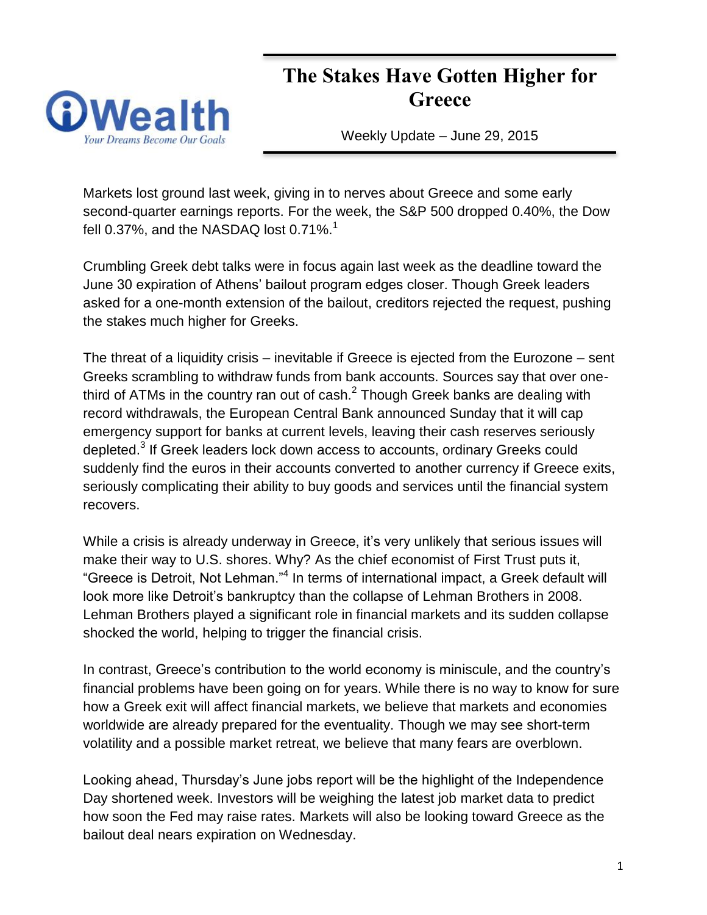# The Stakes Have Gotten Higher for Greece

Weekly Update – June 29, 2015

Markets lost ground last week, giving in to nerves about Greece and some early second-quarter earnings reports. For the week, the S&P 500 dropped 0.40%, the Dow fell 0.37%, and the NASDAQ lost 0.71%.[1]

Crumbling Greek debt talks were in focus again last week as the deadline toward the June 30 expiration of Athens' bailout program edges closer. Though Greek leaders asked for a one-month extension of the bailout, creditors rejected the request, pushing the stakes much higher for Greeks.

The threat of a liquidity crisis – inevitable if Greece is ejected from the Eurozone – sent Greeks scrambling to withdraw funds from bank accounts. Sources say that over one-third of ATMs in the country ran out of cash.[2] Though Greek banks are dealing with record withdrawals, the European Central Bank announced Sunday that it will cap emergency support for banks at current levels, leaving their cash reserves seriously depleted.[3] If Greek leaders lock down access to accounts, ordinary Greeks could suddenly find the euros in their accounts converted to another currency if Greece exits, seriously complicating their ability to buy goods and services until the financial system recovers.

While a crisis is already underway in Greece, it's very unlikely that serious issues will make their way to U.S. shores. Why? As the chief economist of First Trust puts it, "Greece is Detroit, Not Lehman."[4] In terms of international impact, a Greek default will look more like Detroit's bankruptcy than the collapse of Lehman Brothers in 2008. Lehman Brothers played a significant role in financial markets and its sudden collapse shocked the world, helping to trigger the financial crisis.

In contrast, Greece's contribution to the world economy is miniscule, and the country's financial problems have been going on for years. While there is no way to know for sure how a Greek exit will affect financial markets, we believe that markets and economies worldwide are already prepared for the eventuality. Though we may see short-term volatility and a possible market retreat, we believe that many fears are overblown.

Looking ahead, Thursday's June jobs report will be the highlight of the Independence Day shortened week. Investors will be weighing the latest job market data to predict how soon the Fed may raise rates. Markets will also be looking toward Greece as the bailout deal nears expiration on Wednesday.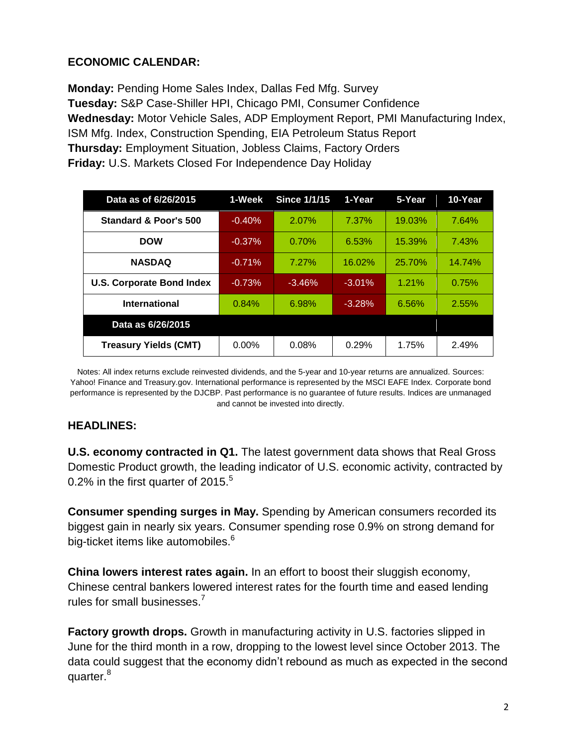**ECONOMIC CALENDAR:**

**Monday:** Pending Home Sales Index, Dallas Fed Mfg. Survey
**Tuesday:** S&P Case-Shiller HPI, Chicago PMI, Consumer Confidence
**Wednesday:** Motor Vehicle Sales, ADP Employment Report, PMI Manufacturing Index, ISM Mfg. Index, Construction Spending, EIA Petroleum Status Report
**Thursday:** Employment Situation, Jobless Claims, Factory Orders
**Friday:** U.S. Markets Closed For Independence Day Holiday

| Data as of 6/26/2015 | 1-Week | Since 1/1/15 | 1-Year | 5-Year | 10-Year |
|---|---|---|---|---|---|
| Standard & Poor's 500 | -0.40% | 2.07% | 7.37% | 19.03% | 7.64% |
| DOW | -0.37% | 0.70% | 6.53% | 15.39% | 7.43% |
| NASDAQ | -0.71% | 7.27% | 16.02% | 25.70% | 14.74% |
| U.S. Corporate Bond Index | -0.73% | -3.46% | -3.01% | 1.21% | 0.75% |
| International | 0.84% | 6.98% | -3.28% | 6.56% | 2.55% |
| **Data as 6/26/2015** | | | | | |
| Treasury Yields (CMT) | 0.00% | 0.08% | 0.29% | 1.75% | 2.49% |

Notes: All index returns exclude reinvested dividends, and the 5-year and 10-year returns are annualized. Sources: Yahoo! Finance and Treasury.gov. International performance is represented by the MSCI EAFE Index. Corporate bond performance is represented by the DJCBP. Past performance is no guarantee of future results. Indices are unmanaged and cannot be invested into directly.

**HEADLINES:**

**U.S. economy contracted in Q1.** The latest government data shows that Real Gross Domestic Product growth, the leading indicator of U.S. economic activity, contracted by 0.2% in the first quarter of 2015.[5]

**Consumer spending surges in May.** Spending by American consumers recorded its biggest gain in nearly six years. Consumer spending rose 0.9% on strong demand for big-ticket items like automobiles.[6]

**China lowers interest rates again.** In an effort to boost their sluggish economy, Chinese central bankers lowered interest rates for the fourth time and eased lending rules for small businesses.[7]

**Factory growth drops.** Growth in manufacturing activity in U.S. factories slipped in June for the third month in a row, dropping to the lowest level since October 2013. The data could suggest that the economy didn't rebound as much as expected in the second quarter.[8]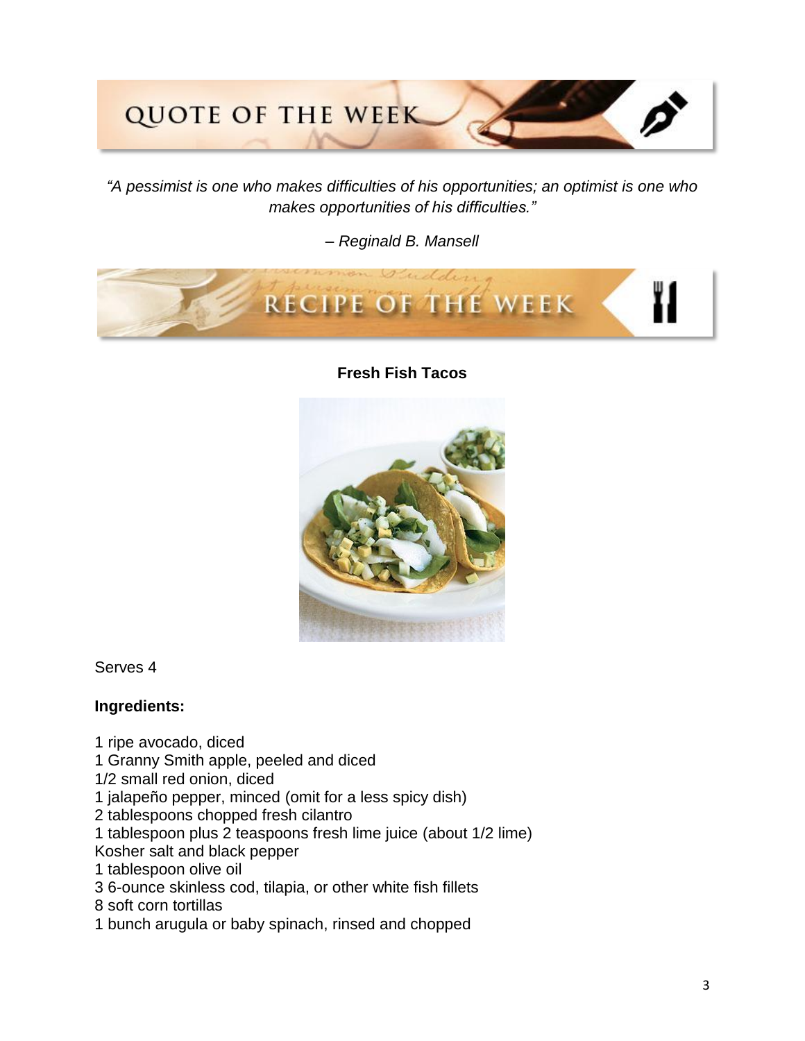# QUOTE OF THE WEEK

*"A pessimist is one who makes difficulties of his opportunities; an optimist is one who makes opportunities of his difficulties."*

*– Reginald B. Mansell*

# RECIPE OF THE WEEK

**Fresh Fish Tacos**

Serves 4

**Ingredients:**

1 ripe avocado, diced
1 Granny Smith apple, peeled and diced
1/2 small red onion, diced
1 jalapeño pepper, minced (omit for a less spicy dish)
2 tablespoons chopped fresh cilantro
1 tablespoon plus 2 teaspoons fresh lime juice (about 1/2 lime)
Kosher salt and black pepper
1 tablespoon olive oil
3 6-ounce skinless cod, tilapia, or other white fish fillets
8 soft corn tortillas
1 bunch arugula or baby spinach, rinsed and chopped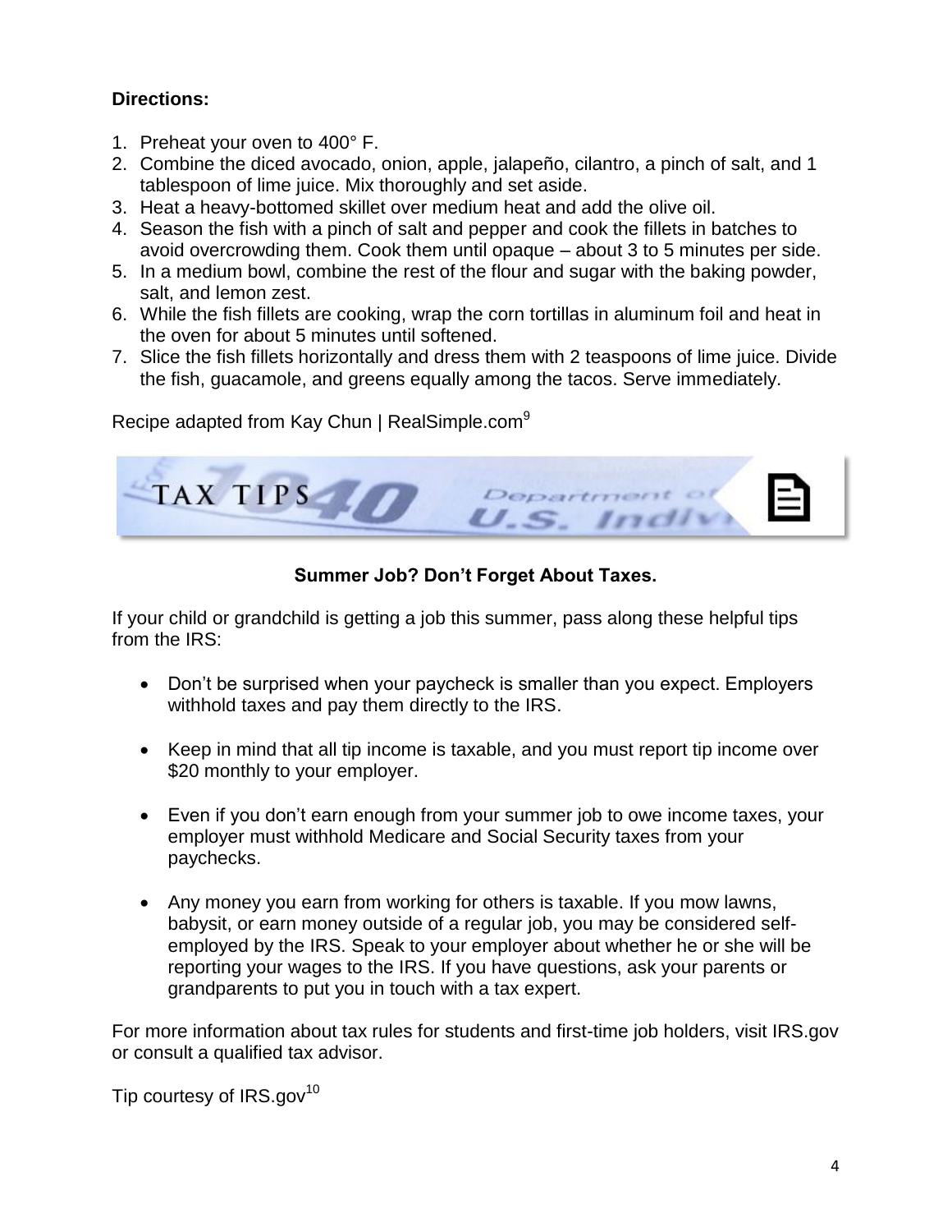**Directions:**

1. Preheat your oven to 400° F.
2. Combine the diced avocado, onion, apple, jalapeño, cilantro, a pinch of salt, and 1 tablespoon of lime juice. Mix thoroughly and set aside.
3. Heat a heavy-bottomed skillet over medium heat and add the olive oil.
4. Season the fish with a pinch of salt and pepper and cook the fillets in batches to avoid overcrowding them. Cook them until opaque – about 3 to 5 minutes per side.
5. In a medium bowl, combine the rest of the flour and sugar with the baking powder, salt, and lemon zest.
6. While the fish fillets are cooking, wrap the corn tortillas in aluminum foil and heat in the oven for about 5 minutes until softened.
7. Slice the fish fillets horizontally and dress them with 2 teaspoons of lime juice. Divide the fish, guacamole, and greens equally among the tacos. Serve immediately.

Recipe adapted from Kay Chun | RealSimple.com[9]

## TAX TIPS

### Summer Job? Don't Forget About Taxes.

If your child or grandchild is getting a job this summer, pass along these helpful tips from the IRS:

- Don't be surprised when your paycheck is smaller than you expect. Employers withhold taxes and pay them directly to the IRS.
- Keep in mind that all tip income is taxable, and you must report tip income over $20 monthly to your employer.
- Even if you don't earn enough from your summer job to owe income taxes, your employer must withhold Medicare and Social Security taxes from your paychecks.
- Any money you earn from working for others is taxable. If you mow lawns, babysit, or earn money outside of a regular job, you may be considered self-employed by the IRS. Speak to your employer about whether he or she will be reporting your wages to the IRS. If you have questions, ask your parents or grandparents to put you in touch with a tax expert.

For more information about tax rules for students and first-time job holders, visit IRS.gov or consult a qualified tax advisor.

Tip courtesy of IRS.gov[10]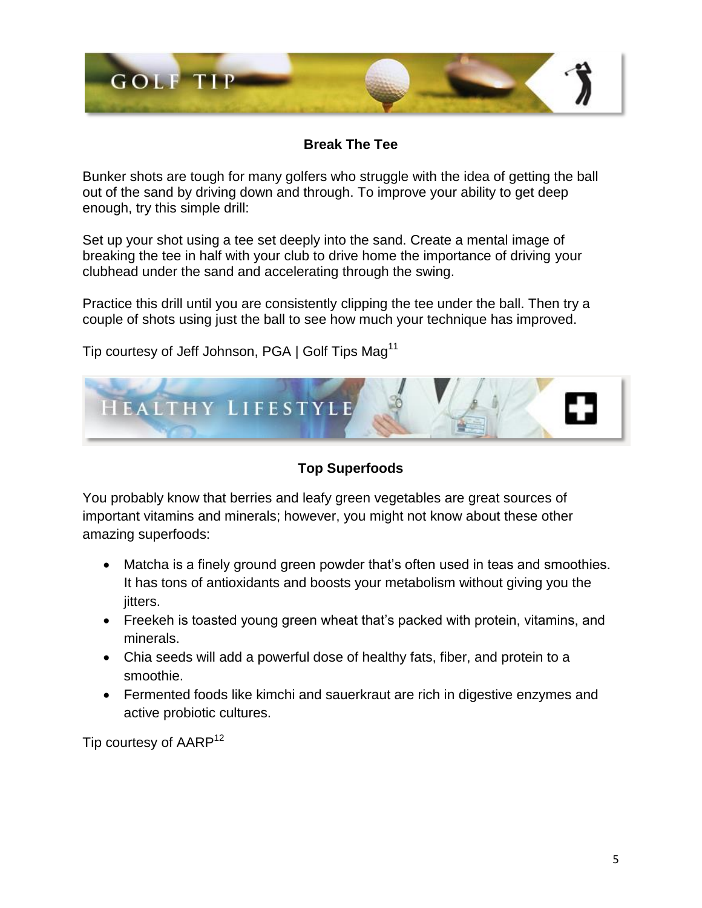# GOLF TIP

## Break The Tee

Bunker shots are tough for many golfers who struggle with the idea of getting the ball out of the sand by driving down and through. To improve your ability to get deep enough, try this simple drill:

Set up your shot using a tee set deeply into the sand. Create a mental image of breaking the tee in half with your club to drive home the importance of driving your clubhead under the sand and accelerating through the swing.

Practice this drill until you are consistently clipping the tee under the ball. Then try a couple of shots using just the ball to see how much your technique has improved.

Tip courtesy of Jeff Johnson, PGA | Golf Tips Mag[11]

# HEALTHY LIFESTYLE

## Top Superfoods

You probably know that berries and leafy green vegetables are great sources of important vitamins and minerals; however, you might not know about these other amazing superfoods:

- Matcha is a finely ground green powder that's often used in teas and smoothies. It has tons of antioxidants and boosts your metabolism without giving you the jitters.
- Freekeh is toasted young green wheat that's packed with protein, vitamins, and minerals.
- Chia seeds will add a powerful dose of healthy fats, fiber, and protein to a smoothie.
- Fermented foods like kimchi and sauerkraut are rich in digestive enzymes and active probiotic cultures.

Tip courtesy of AARP[12]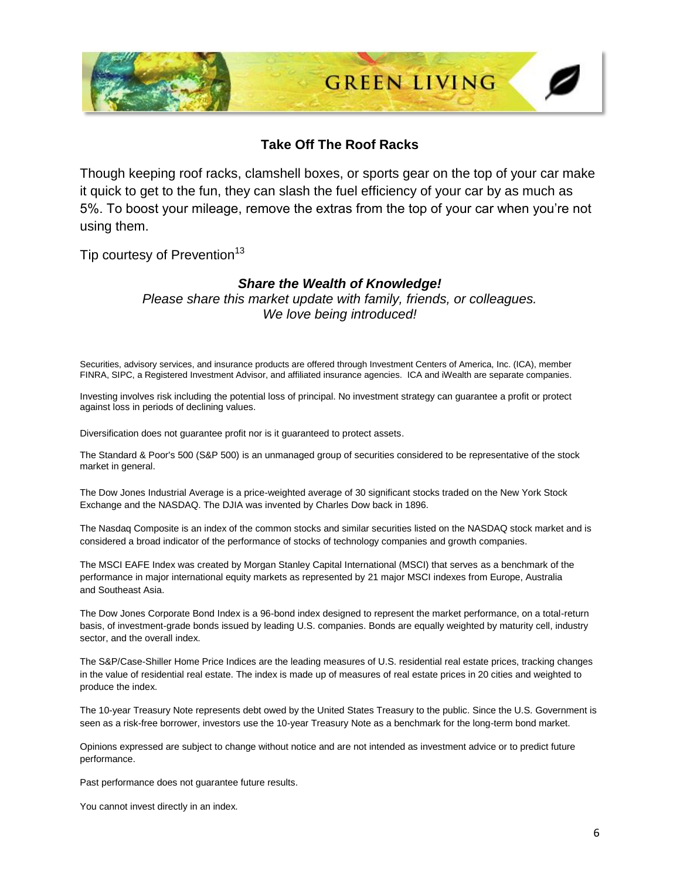## GREEN LIVING

### Take Off The Roof Racks

Though keeping roof racks, clamshell boxes, or sports gear on the top of your car make it quick to get to the fun, they can slash the fuel efficiency of your car by as much as 5%. To boost your mileage, remove the extras from the top of your car when you're not using them.

Tip courtesy of Prevention[13]

***Share the Wealth of Knowledge!***
*Please share this market update with family, friends, or colleagues.*
*We love being introduced!*

Securities, advisory services, and insurance products are offered through Investment Centers of America, Inc. (ICA), member FINRA, SIPC, a Registered Investment Advisor, and affiliated insurance agencies. ICA and iWealth are separate companies.

Investing involves risk including the potential loss of principal. No investment strategy can guarantee a profit or protect against loss in periods of declining values.

Diversification does not guarantee profit nor is it guaranteed to protect assets.

The Standard & Poor's 500 (S&P 500) is an unmanaged group of securities considered to be representative of the stock market in general.

The Dow Jones Industrial Average is a price-weighted average of 30 significant stocks traded on the New York Stock Exchange and the NASDAQ. The DJIA was invented by Charles Dow back in 1896.

The Nasdaq Composite is an index of the common stocks and similar securities listed on the NASDAQ stock market and is considered a broad indicator of the performance of stocks of technology companies and growth companies.

The MSCI EAFE Index was created by Morgan Stanley Capital International (MSCI) that serves as a benchmark of the performance in major international equity markets as represented by 21 major MSCI indexes from Europe, Australia and Southeast Asia.

The Dow Jones Corporate Bond Index is a 96-bond index designed to represent the market performance, on a total-return basis, of investment-grade bonds issued by leading U.S. companies. Bonds are equally weighted by maturity cell, industry sector, and the overall index.

The S&P/Case-Shiller Home Price Indices are the leading measures of U.S. residential real estate prices, tracking changes in the value of residential real estate. The index is made up of measures of real estate prices in 20 cities and weighted to produce the index.

The 10-year Treasury Note represents debt owed by the United States Treasury to the public. Since the U.S. Government is seen as a risk-free borrower, investors use the 10-year Treasury Note as a benchmark for the long-term bond market.

Opinions expressed are subject to change without notice and are not intended as investment advice or to predict future performance.

Past performance does not guarantee future results.

You cannot invest directly in an index.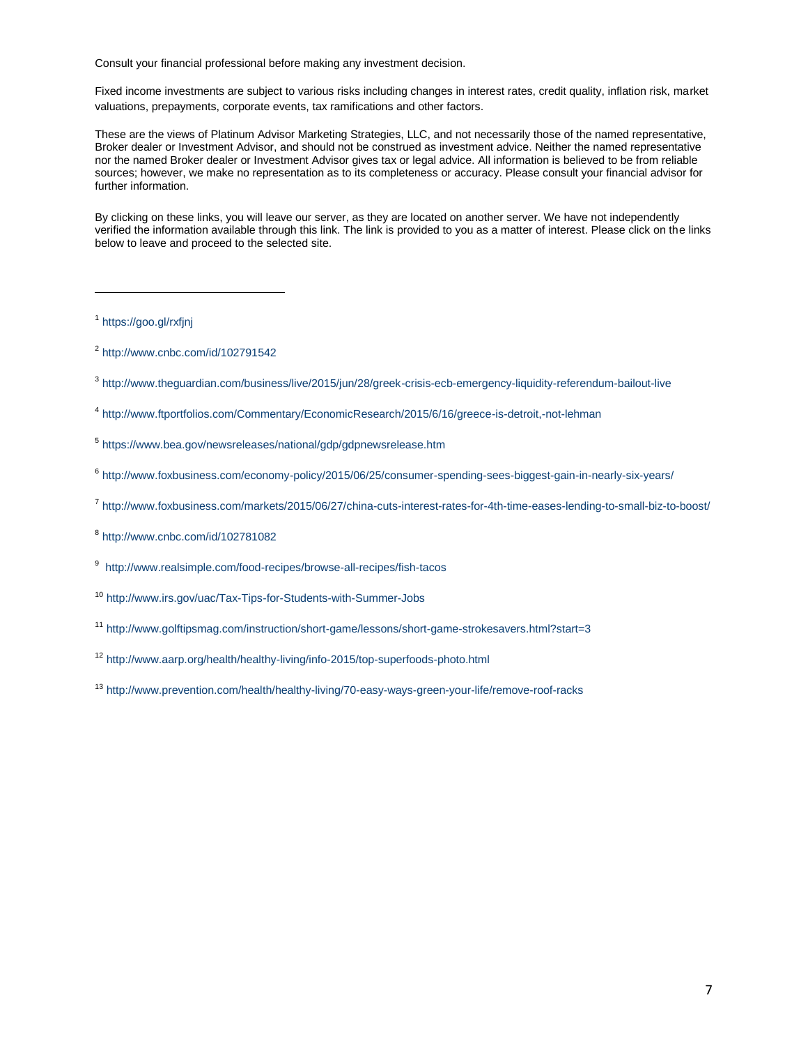Consult your financial professional before making any investment decision.

Fixed income investments are subject to various risks including changes in interest rates, credit quality, inflation risk, market valuations, prepayments, corporate events, tax ramifications and other factors.

These are the views of Platinum Advisor Marketing Strategies, LLC, and not necessarily those of the named representative, Broker dealer or Investment Advisor, and should not be construed as investment advice. Neither the named representative nor the named Broker dealer or Investment Advisor gives tax or legal advice. All information is believed to be from reliable sources; however, we make no representation as to its completeness or accuracy. Please consult your financial advisor for further information.

By clicking on these links, you will leave our server, as they are located on another server. We have not independently verified the information available through this link. The link is provided to you as a matter of interest. Please click on the links below to leave and proceed to the selected site.

---

[1] https://goo.gl/rxfjnj

[2] http://www.cnbc.com/id/102791542

[3] http://www.theguardian.com/business/live/2015/jun/28/greek-crisis-ecb-emergency-liquidity-referendum-bailout-live

[4] http://www.ftportfolios.com/Commentary/EconomicResearch/2015/6/16/greece-is-detroit,-not-lehman

[5] https://www.bea.gov/newsreleases/national/gdp/gdpnewsrelease.htm

[6] http://www.foxbusiness.com/economy-policy/2015/06/25/consumer-spending-sees-biggest-gain-in-nearly-six-years/

[7] http://www.foxbusiness.com/markets/2015/06/27/china-cuts-interest-rates-for-4th-time-eases-lending-to-small-biz-to-boost/

[8] http://www.cnbc.com/id/102781082

[9] http://www.realsimple.com/food-recipes/browse-all-recipes/fish-tacos

[10] http://www.irs.gov/uac/Tax-Tips-for-Students-with-Summer-Jobs

[11] http://www.golftipsmag.com/instruction/short-game/lessons/short-game-strokesavers.html?start=3

[12] http://www.aarp.org/health/healthy-living/info-2015/top-superfoods-photo.html

[13] http://www.prevention.com/health/healthy-living/70-easy-ways-green-your-life/remove-roof-racks